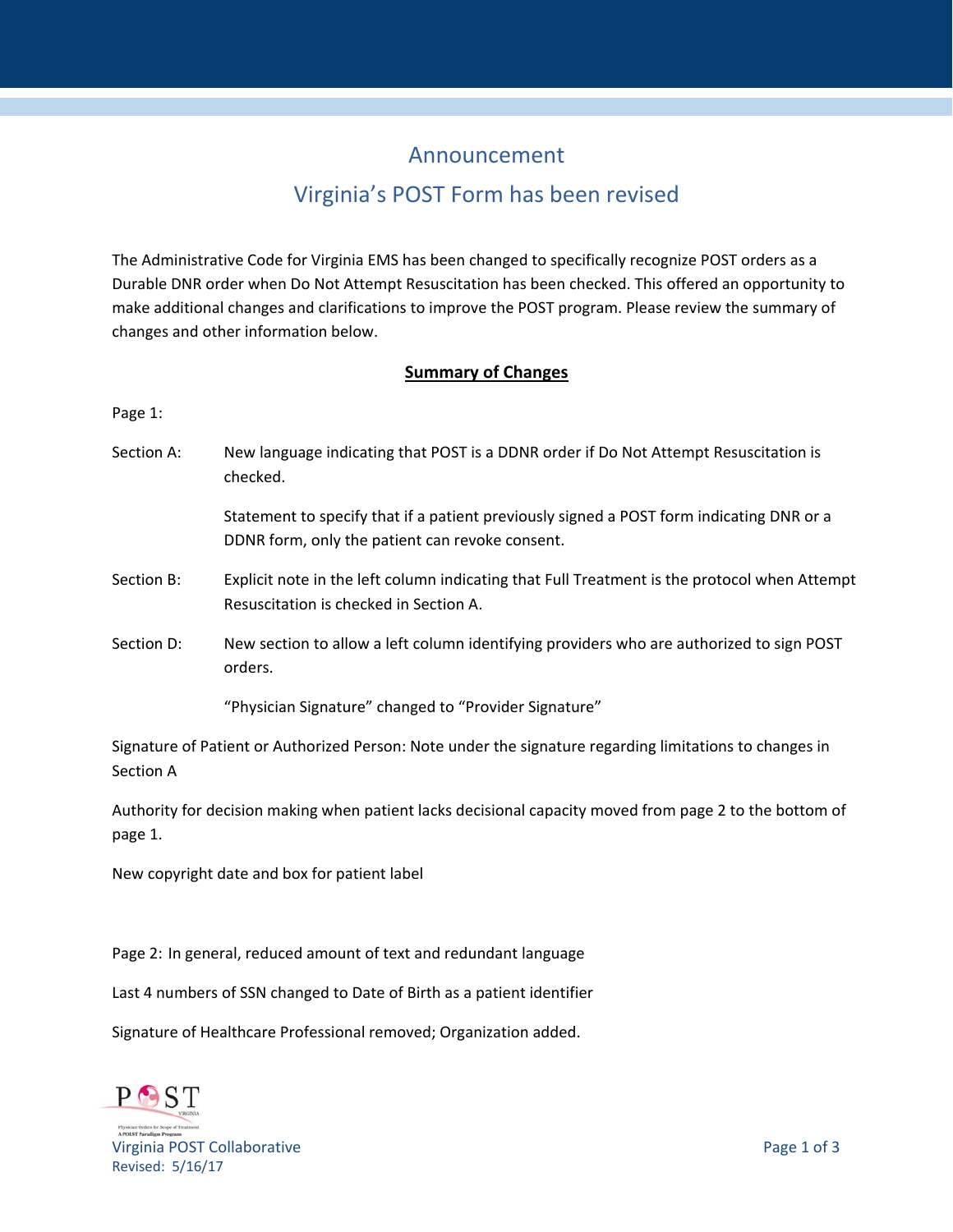# Announcement

## Virginia's POST Form has been revised

The Administrative Code for Virginia EMS has been changed to specifically recognize POST orders as a Durable DNR order when Do Not Attempt Resuscitation has been checked. This offered an opportunity to make additional changes and clarifications to improve the POST program. Please review the summary of changes and other information below.

**Summary of Changes**

Page 1:

Section A: New language indicating that POST is a DDNR order if Do Not Attempt Resuscitation is checked.

Statement to specify that if a patient previously signed a POST form indicating DNR or a DDNR form, only the patient can revoke consent.

Section B: Explicit note in the left column indicating that Full Treatment is the protocol when Attempt Resuscitation is checked in Section A.

Section D: New section to allow a left column identifying providers who are authorized to sign POST orders.

"Physician Signature" changed to "Provider Signature"

Signature of Patient or Authorized Person: Note under the signature regarding limitations to changes in Section A

Authority for decision making when patient lacks decisional capacity moved from page 2 to the bottom of page 1.

New copyright date and box for patient label

Page 2: In general, reduced amount of text and redundant language

Last 4 numbers of SSN changed to Date of Birth as a patient identifier

Signature of Healthcare Professional removed; Organization added.

Virginia POST Collaborative
Revised: 5/16/17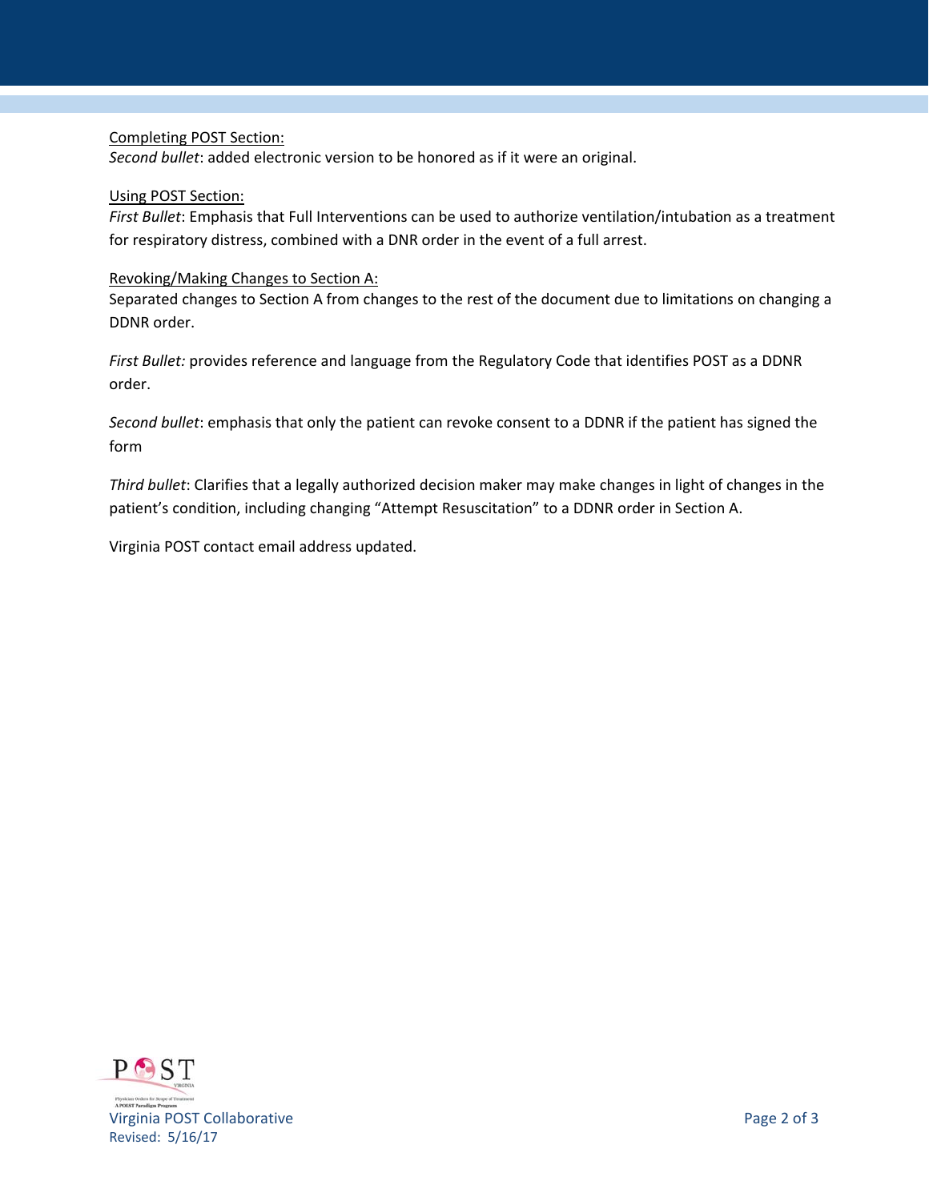<u>Completing POST Section:</u>
*Second bullet*: added electronic version to be honored as if it were an original.

<u>Using POST Section:</u>
*First Bullet*: Emphasis that Full Interventions can be used to authorize ventilation/intubation as a treatment for respiratory distress, combined with a DNR order in the event of a full arrest.

<u>Revoking/Making Changes to Section A:</u>
Separated changes to Section A from changes to the rest of the document due to limitations on changing a DDNR order.

*First Bullet:* provides reference and language from the Regulatory Code that identifies POST as a DDNR order.

*Second bullet*: emphasis that only the patient can revoke consent to a DDNR if the patient has signed the form

*Third bullet*: Clarifies that a legally authorized decision maker may make changes in light of changes in the patient's condition, including changing "Attempt Resuscitation" to a DDNR order in Section A.

Virginia POST contact email address updated.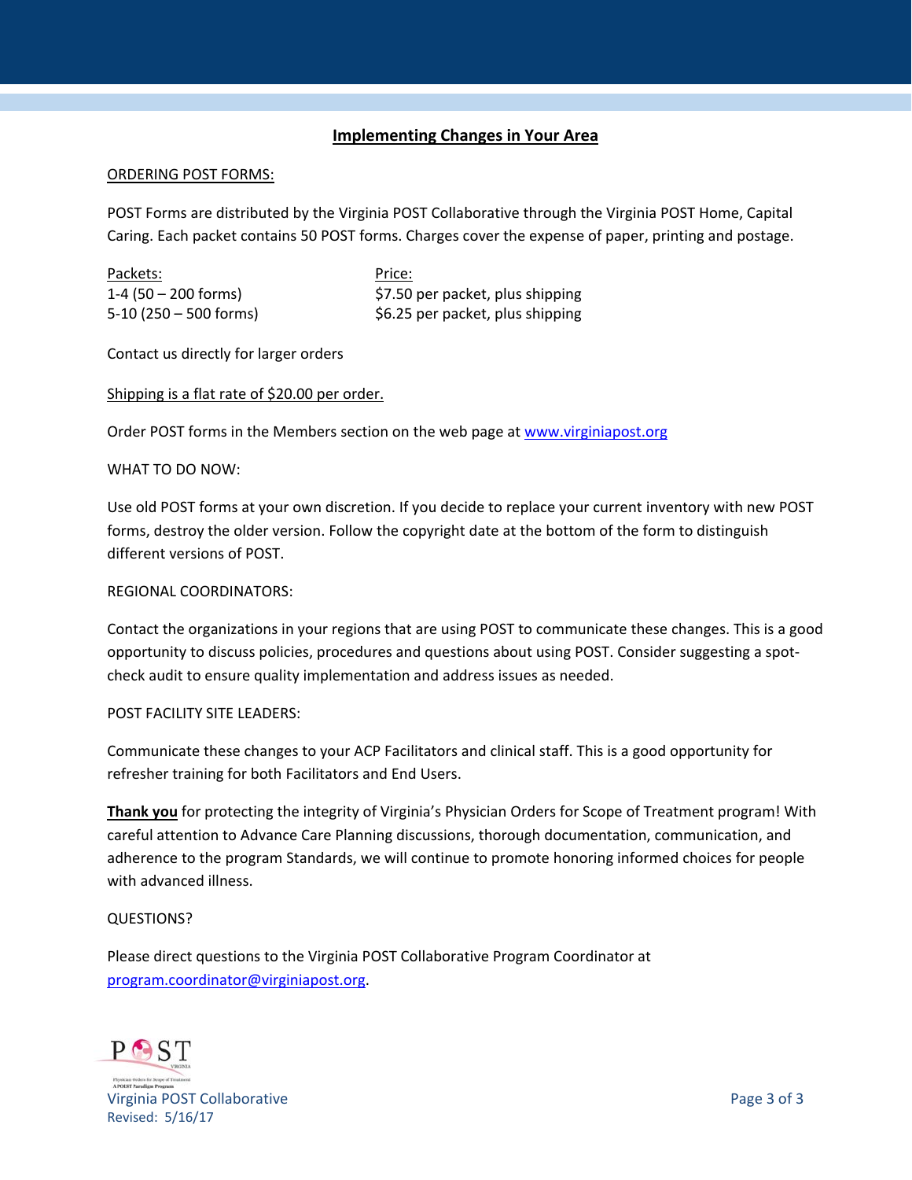## Implementing Changes in Your Area

ORDERING POST FORMS:

POST Forms are distributed by the Virginia POST Collaborative through the Virginia POST Home, Capital Caring. Each packet contains 50 POST forms. Charges cover the expense of paper, printing and postage.

| Packets: | Price: |
| --- | --- |
| 1-4 (50 – 200 forms) | $7.50 per packet, plus shipping |
| 5-10 (250 – 500 forms) | $6.25 per packet, plus shipping |

Contact us directly for larger orders

Shipping is a flat rate of $20.00 per order.

Order POST forms in the Members section on the web page at www.virginiapost.org

WHAT TO DO NOW:

Use old POST forms at your own discretion. If you decide to replace your current inventory with new POST forms, destroy the older version. Follow the copyright date at the bottom of the form to distinguish different versions of POST.

REGIONAL COORDINATORS:

Contact the organizations in your regions that are using POST to communicate these changes. This is a good opportunity to discuss policies, procedures and questions about using POST. Consider suggesting a spot-check audit to ensure quality implementation and address issues as needed.

POST FACILITY SITE LEADERS:

Communicate these changes to your ACP Facilitators and clinical staff. This is a good opportunity for refresher training for both Facilitators and End Users.

**Thank you** for protecting the integrity of Virginia's Physician Orders for Scope of Treatment program! With careful attention to Advance Care Planning discussions, thorough documentation, communication, and adherence to the program Standards, we will continue to promote honoring informed choices for people with advanced illness.

QUESTIONS?

Please direct questions to the Virginia POST Collaborative Program Coordinator at program.coordinator@virginiapost.org.

Virginia POST Collaborative
Revised: 5/16/17